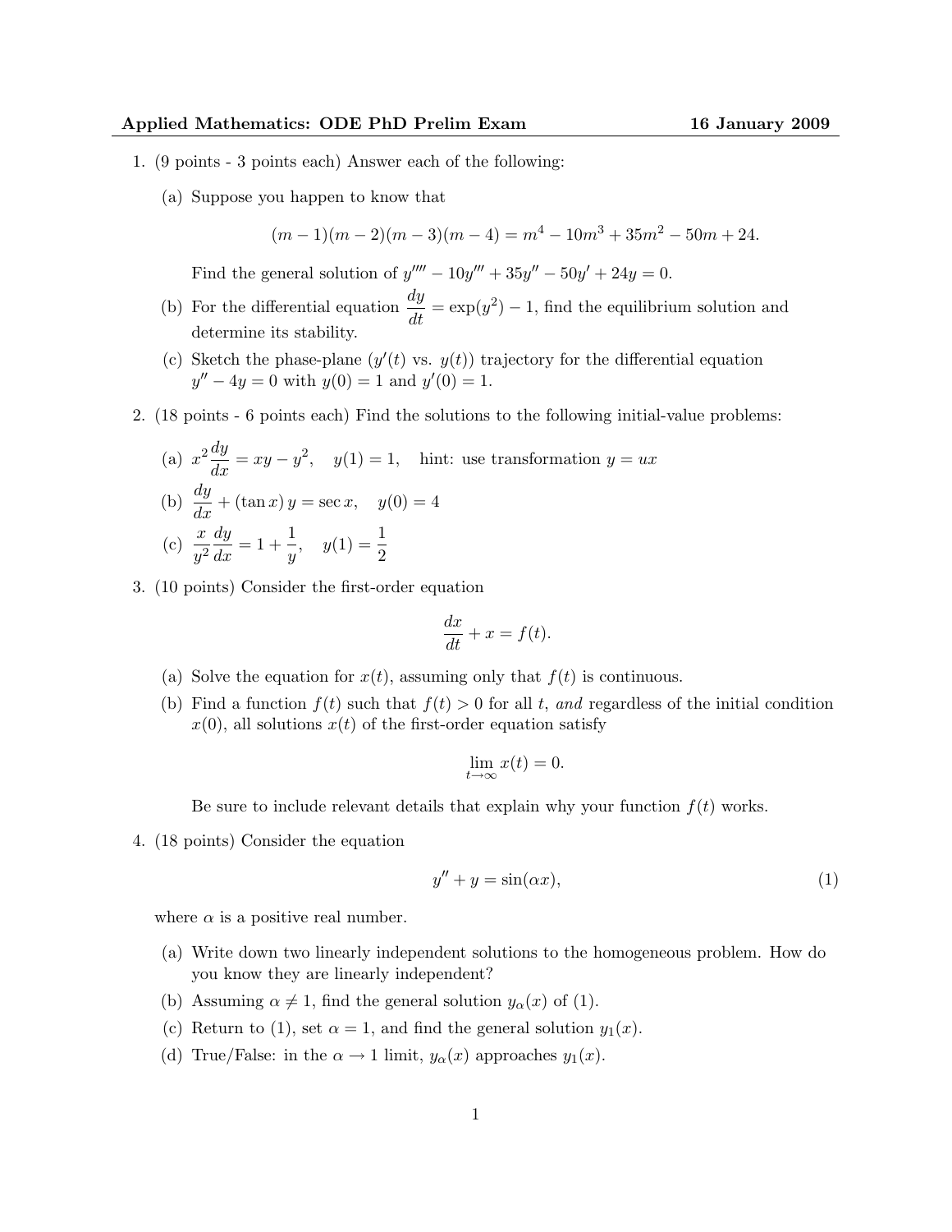**Applied Mathematics: ODE PhD Prelim Exam** **16 January 2009**

1. (9 points - 3 points each) Answer each of the following:

   (a) Suppose you happen to know that

   $$(m-1)(m-2)(m-3)(m-4) = m^4 - 10m^3 + 35m^2 - 50m + 24.$$

   Find the general solution of $y'''' - 10y''' + 35y'' - 50y' + 24y = 0$.

   (b) For the differential equation $\dfrac{dy}{dt} = \exp(y^2) - 1$, find the equilibrium solution and determine its stability.

   (c) Sketch the phase-plane ($y'(t)$ vs. $y(t)$) trajectory for the differential equation $y'' - 4y = 0$ with $y(0) = 1$ and $y'(0) = 1$.

2. (18 points - 6 points each) Find the solutions to the following initial-value problems:

   (a) $x^2 \dfrac{dy}{dx} = xy - y^2, \quad y(1) = 1, \quad$ hint: use transformation $y = ux$

   (b) $\dfrac{dy}{dx} + (\tan x)\, y = \sec x, \quad y(0) = 4$

   (c) $\dfrac{x}{y^2} \dfrac{dy}{dx} = 1 + \dfrac{1}{y}, \quad y(1) = \dfrac{1}{2}$

3. (10 points) Consider the first-order equation

   $$\frac{dx}{dt} + x = f(t).$$

   (a) Solve the equation for $x(t)$, assuming only that $f(t)$ is continuous.

   (b) Find a function $f(t)$ such that $f(t) > 0$ for all $t$, *and* regardless of the initial condition $x(0)$, all solutions $x(t)$ of the first-order equation satisfy

   $$\lim_{t \to \infty} x(t) = 0.$$

   Be sure to include relevant details that explain why your function $f(t)$ works.

4. (18 points) Consider the equation

   $$y'' + y = \sin(\alpha x), \tag{1}$$

   where $\alpha$ is a positive real number.

   (a) Write down two linearly independent solutions to the homogeneous problem. How do you know they are linearly independent?

   (b) Assuming $\alpha \neq 1$, find the general solution $y_\alpha(x)$ of (1).

   (c) Return to (1), set $\alpha = 1$, and find the general solution $y_1(x)$.

   (d) True/False: in the $\alpha \to 1$ limit, $y_\alpha(x)$ approaches $y_1(x)$.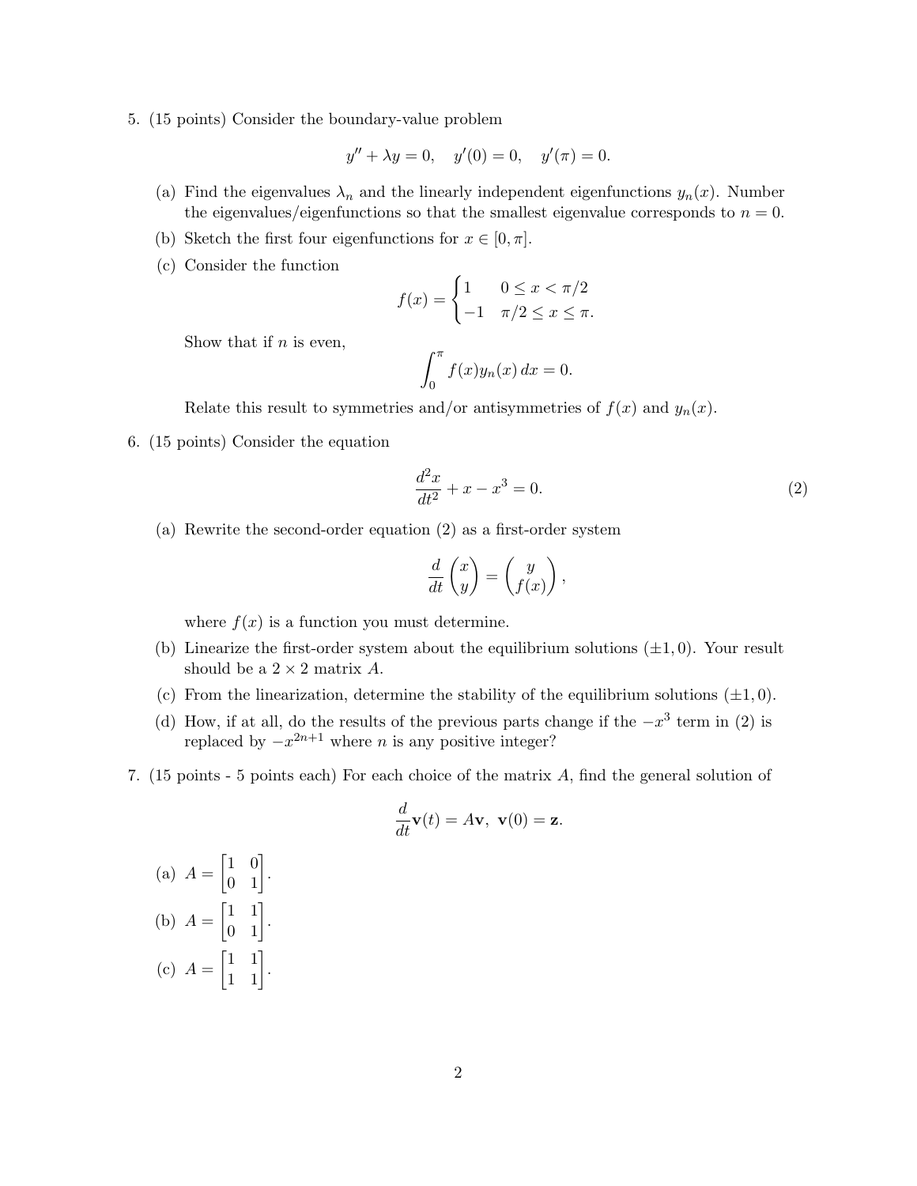5. (15 points) Consider the boundary-value problem

$$y'' + \lambda y = 0, \quad y'(0) = 0, \quad y'(\pi) = 0.$$

   (a) Find the eigenvalues $\lambda_n$ and the linearly independent eigenfunctions $y_n(x)$. Number the eigenvalues/eigenfunctions so that the smallest eigenvalue corresponds to $n = 0$.

   (b) Sketch the first four eigenfunctions for $x \in [0, \pi]$.

   (c) Consider the function

$$f(x) = \begin{cases} 1 & 0 \leq x < \pi/2 \\ -1 & \pi/2 \leq x \leq \pi. \end{cases}$$

   Show that if $n$ is even,

$$\int_0^\pi f(x) y_n(x)\, dx = 0.$$

   Relate this result to symmetries and/or antisymmetries of $f(x)$ and $y_n(x)$.

6. (15 points) Consider the equation

$$\frac{d^2x}{dt^2} + x - x^3 = 0. \tag{2}$$

   (a) Rewrite the second-order equation (2) as a first-order system

$$\frac{d}{dt}\begin{pmatrix} x \\ y \end{pmatrix} = \begin{pmatrix} y \\ f(x) \end{pmatrix},$$

   where $f(x)$ is a function you must determine.

   (b) Linearize the first-order system about the equilibrium solutions $(\pm 1, 0)$. Your result should be a $2 \times 2$ matrix $A$.

   (c) From the linearization, determine the stability of the equilibrium solutions $(\pm 1, 0)$.

   (d) How, if at all, do the results of the previous parts change if the $-x^3$ term in (2) is replaced by $-x^{2n+1}$ where $n$ is any positive integer?

7. (15 points - 5 points each) For each choice of the matrix $A$, find the general solution of

$$\frac{d}{dt}\mathbf{v}(t) = A\mathbf{v}, \ \mathbf{v}(0) = \mathbf{z}.$$

   (a) $A = \begin{bmatrix} 1 & 0 \\ 0 & 1 \end{bmatrix}$.

   (b) $A = \begin{bmatrix} 1 & 1 \\ 0 & 1 \end{bmatrix}$.

   (c) $A = \begin{bmatrix} 1 & 1 \\ 1 & 1 \end{bmatrix}$.